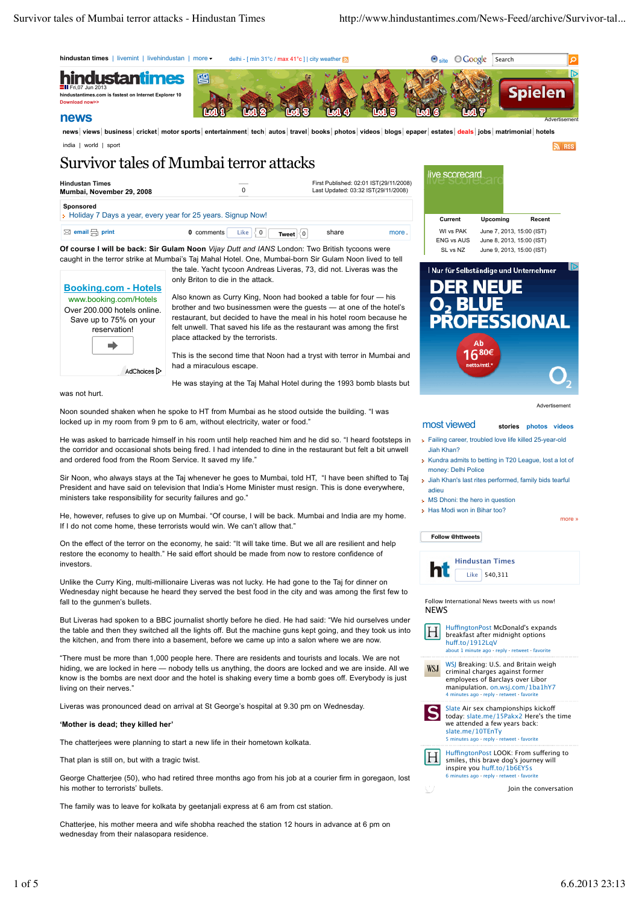# Survivor tales of Mumbai terror attacks

**Hindustan Times**
**Mumbai, November 29, 2008**

First Published: 02:01 IST(29/11/2008)
Last Updated: 03:32 IST(29/11/2008)

**Of course I will be back: Sir Gulam Noon** *Vijay Dutt and IANS* London: Two British tycoons were caught in the terror strike at Mumbai's Taj Mahal Hotel. One, Mumbai-born Sir Gulam Noon lived to tell the tale. Yacht tycoon Andreas Liveras, 73, did not. Liveras was the only Briton to die in the attack.

Also known as Curry King, Noon had booked a table for four — his brother and two businessmen were the guests — at one of the hotel's restaurant, but decided to have the meal in his hotel room because he felt unwell. That saved his life as the restaurant was among the first place attacked by the terrorists.

This is the second time that Noon had a tryst with terror in Mumbai and had a miraculous escape.

He was staying at the Taj Mahal Hotel during the 1993 bomb blasts but was not hurt.

Noon sounded shaken when he spoke to HT from Mumbai as he stood outside the building. "I was locked up in my room from 9 pm to 6 am, without electricity, water or food."

He was asked to barricade himself in his room until help reached him and he did so. "I heard footsteps in the corridor and occasional shots being fired. I had intended to dine in the restaurant but felt a bit unwell and ordered food from the Room Service. It saved my life."

Sir Noon, who always stays at the Taj whenever he goes to Mumbai, told HT, "I have been shifted to Taj President and have said on television that India's Home Minister must resign. This is done everywhere, ministers take responsibility for security failures and go."

He, however, refuses to give up on Mumbai. "Of course, I will be back. Mumbai and India are my home. If I do not come home, these terrorists would win. We can't allow that."

On the effect of the terror on the economy, he said: "It will take time. But we all are resilient and help restore the economy to health." He said effort should be made from now to restore confidence of investors.

Unlike the Curry King, multi-millionaire Liveras was not lucky. He had gone to the Taj for dinner on Wednesday night because he heard they served the best food in the city and was among the first few to fall to the gunmen's bullets.

But Liveras had spoken to a BBC journalist shortly before he died. He had said: "We hid ourselves under the table and then they switched all the lights off. But the machine guns kept going, and they took us into the kitchen, and from there into a basement, before we came up into a salon where we are now.

"There must be more than 1,000 people here. There are residents and tourists and locals. We are not hiding, we are locked in here — nobody tells us anything, the doors are locked and we are inside. All we know is the bombs are next door and the hotel is shaking every time a bomb goes off. Everybody is just living on their nerves."

Liveras was pronounced dead on arrival at St George's hospital at 9.30 pm on Wednesday.

**'Mother is dead; they killed her'**

The chatterjees were planning to start a new life in their hometown kolkata.

That plan is still on, but with a tragic twist.

George Chatterjee (50), who had retired three months ago from his job at a courier firm in goregaon, lost his mother to terrorists' bullets.

The family was to leave for kolkata by geetanjali express at 6 am from cst station.

Chatterjee, his mother meera and wife shobha reached the station 12 hours in advance at 6 pm on wednesday from their nalasopara residence.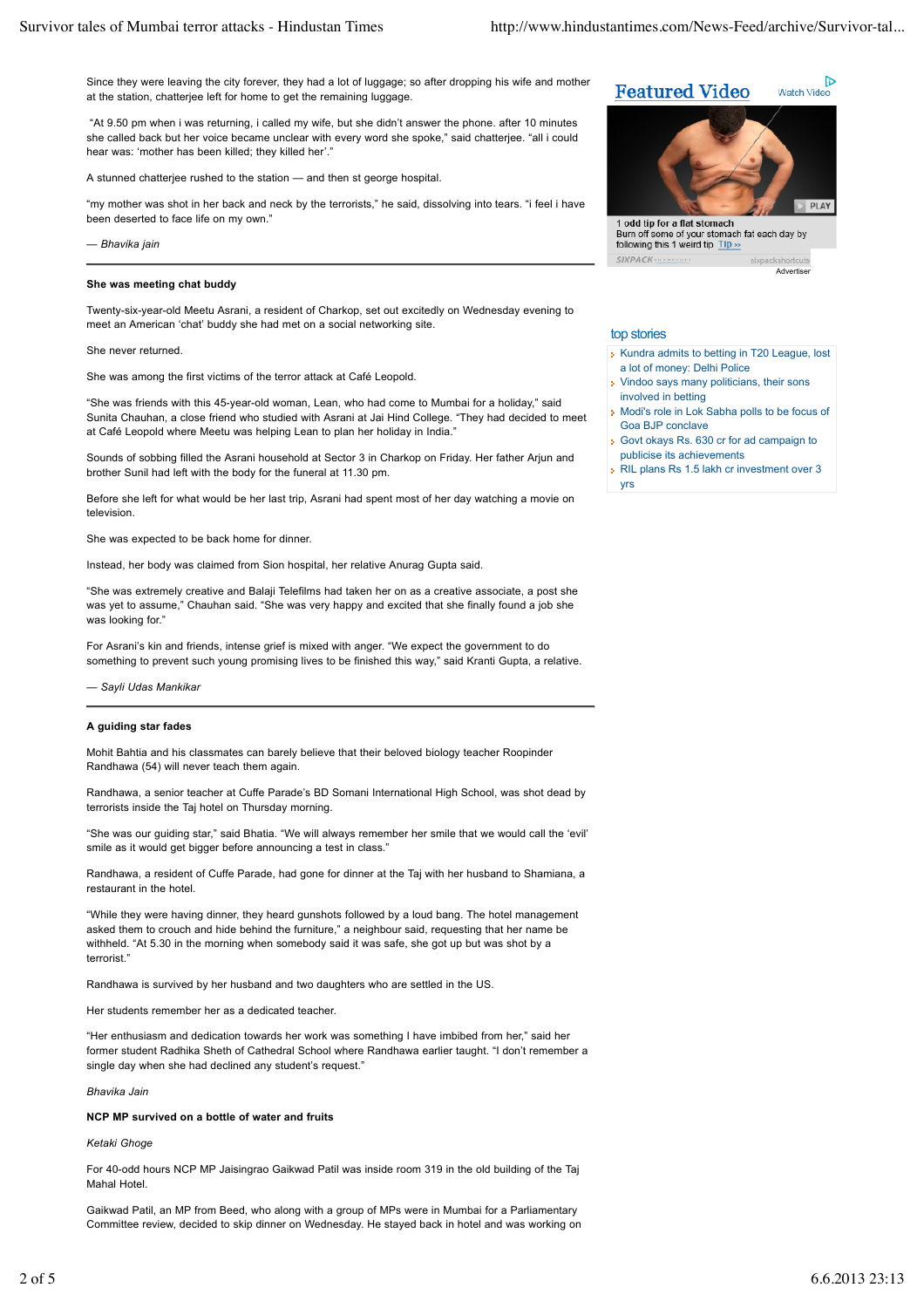Since they were leaving the city forever, they had a lot of luggage; so after dropping his wife and mother at the station, chatterjee left for home to get the remaining luggage.

"At 9.50 pm when i was returning, i called my wife, but she didn't answer the phone. after 10 minutes she called back but her voice became unclear with every word she spoke," said chatterjee. "all i could hear was: 'mother has been killed; they killed her'."

A stunned chatterjee rushed to the station — and then st george hospital.

"my mother was shot in her back and neck by the terrorists," he said, dissolving into tears. "i feel i have been deserted to face life on my own."

— *Bhavika jain*

---

**She was meeting chat buddy**

Twenty-six-year-old Meetu Asrani, a resident of Charkop, set out excitedly on Wednesday evening to meet an American 'chat' buddy she had met on a social networking site.

She never returned.

She was among the first victims of the terror attack at Café Leopold.

"She was friends with this 45-year-old woman, Lean, who had come to Mumbai for a holiday," said Sunita Chauhan, a close friend who studied with Asrani at Jai Hind College. "They had decided to meet at Café Leopold where Meetu was helping Lean to plan her holiday in India."

Sounds of sobbing filled the Asrani household at Sector 3 in Charkop on Friday. Her father Arjun and brother Sunil had left with the body for the funeral at 11.30 pm.

Before she left for what would be her last trip, Asrani had spent most of her day watching a movie on television.

She was expected to be back home for dinner.

Instead, her body was claimed from Sion hospital, her relative Anurag Gupta said.

"She was extremely creative and Balaji Telefilms had taken her on as a creative associate, a post she was yet to assume," Chauhan said. "She was very happy and excited that she finally found a job she was looking for."

For Asrani's kin and friends, intense grief is mixed with anger. "We expect the government to do something to prevent such young promising lives to be finished this way," said Kranti Gupta, a relative.

— *Sayli Udas Mankikar*

---

**A guiding star fades**

Mohit Bahtia and his classmates can barely believe that their beloved biology teacher Roopinder Randhawa (54) will never teach them again.

Randhawa, a senior teacher at Cuffe Parade's BD Somani International High School, was shot dead by terrorists inside the Taj hotel on Thursday morning.

"She was our guiding star," said Bhatia. "We will always remember her smile that we would call the 'evil' smile as it would get bigger before announcing a test in class."

Randhawa, a resident of Cuffe Parade, had gone for dinner at the Taj with her husband to Shamiana, a restaurant in the hotel.

"While they were having dinner, they heard gunshots followed by a loud bang. The hotel management asked them to crouch and hide behind the furniture," a neighbour said, requesting that her name be withheld. "At 5.30 in the morning when somebody said it was safe, she got up but was shot by a terrorist."

Randhawa is survived by her husband and two daughters who are settled in the US.

Her students remember her as a dedicated teacher.

"Her enthusiasm and dedication towards her work was something I have imbibed from her," said her former student Radhika Sheth of Cathedral School where Randhawa earlier taught. "I don't remember a single day when she had declined any student's request."

*Bhavika Jain*

**NCP MP survived on a bottle of water and fruits**

*Ketaki Ghoge*

For 40-odd hours NCP MP Jaisingrao Gaikwad Patil was inside room 319 in the old building of the Taj Mahal Hotel.

Gaikwad Patil, an MP from Beed, who along with a group of MPs were in Mumbai for a Parliamentary Committee review, decided to skip dinner on Wednesday. He stayed back in hotel and was working on

Featured Video — Watch Video

1 odd tip for a flat stomach
Burn off some of your stomach fat each day by following this 1 weird tip Tip »

Advertiser

**top stories**

- Kundra admits to betting in T20 League, lost a lot of money: Delhi Police
- Vindoo says many politicians, their sons involved in betting
- Modi's role in Lok Sabha polls to be focus of Goa BJP conclave
- Govt okays Rs. 630 cr for ad campaign to publicise its achievements
- RIL plans Rs 1.5 lakh cr investment over 3 yrs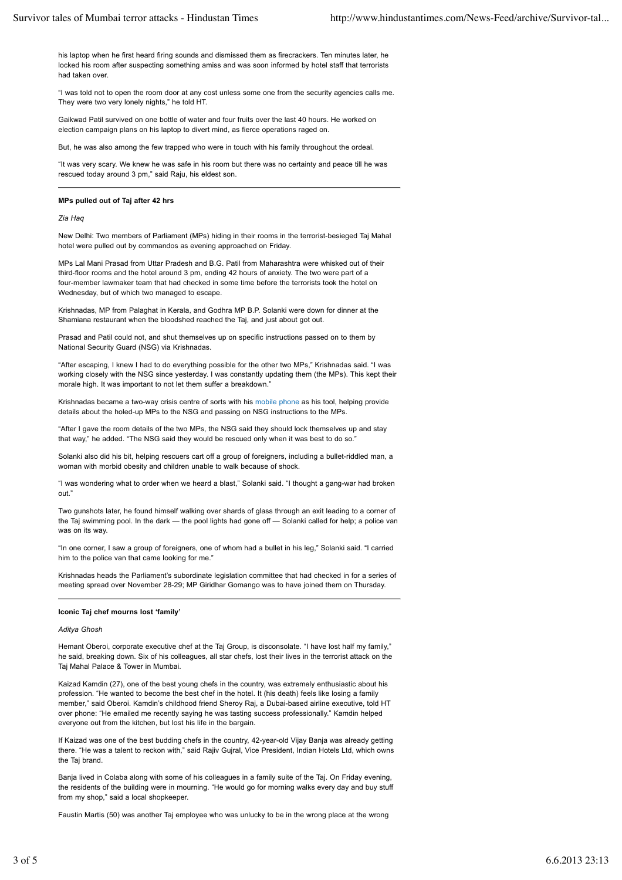his laptop when he first heard firing sounds and dismissed them as firecrackers. Ten minutes later, he locked his room after suspecting something amiss and was soon informed by hotel staff that terrorists had taken over.

"I was told not to open the room door at any cost unless some one from the security agencies calls me. They were two very lonely nights," he told HT.

Gaikwad Patil survived on one bottle of water and four fruits over the last 40 hours. He worked on election campaign plans on his laptop to divert mind, as fierce operations raged on.

But, he was also among the few trapped who were in touch with his family throughout the ordeal.

"It was very scary. We knew he was safe in his room but there was no certainty and peace till he was rescued today around 3 pm," said Raju, his eldest son.

---

**MPs pulled out of Taj after 42 hrs**

*Zia Haq*

New Delhi: Two members of Parliament (MPs) hiding in their rooms in the terrorist-besieged Taj Mahal hotel were pulled out by commandos as evening approached on Friday.

MPs Lal Mani Prasad from Uttar Pradesh and B.G. Patil from Maharashtra were whisked out of their third-floor rooms and the hotel around 3 pm, ending 42 hours of anxiety. The two were part of a four-member lawmaker team that had checked in some time before the terrorists took the hotel on Wednesday, but of which two managed to escape.

Krishnadas, MP from Palaghat in Kerala, and Godhra MP B.P. Solanki were down for dinner at the Shamiana restaurant when the bloodshed reached the Taj, and just about got out.

Prasad and Patil could not, and shut themselves up on specific instructions passed on to them by National Security Guard (NSG) via Krishnadas.

"After escaping, I knew I had to do everything possible for the other two MPs," Krishnadas said. "I was working closely with the NSG since yesterday. I was constantly updating them (the MPs). This kept their morale high. It was important to not let them suffer a breakdown."

Krishnadas became a two-way crisis centre of sorts with his mobile phone as his tool, helping provide details about the holed-up MPs to the NSG and passing on NSG instructions to the MPs.

"After I gave the room details of the two MPs, the NSG said they should lock themselves up and stay that way," he added. "The NSG said they would be rescued only when it was best to do so."

Solanki also did his bit, helping rescuers cart off a group of foreigners, including a bullet-riddled man, a woman with morbid obesity and children unable to walk because of shock.

"I was wondering what to order when we heard a blast," Solanki said. "I thought a gang-war had broken out."

Two gunshots later, he found himself walking over shards of glass through an exit leading to a corner of the Taj swimming pool. In the dark — the pool lights had gone off — Solanki called for help; a police van was on its way.

"In one corner, I saw a group of foreigners, one of whom had a bullet in his leg," Solanki said. "I carried him to the police van that came looking for me."

Krishnadas heads the Parliament's subordinate legislation committee that had checked in for a series of meeting spread over November 28-29; MP Giridhar Gomango was to have joined them on Thursday.

---

**Iconic Taj chef mourns lost 'family'**

*Aditya Ghosh*

Hemant Oberoi, corporate executive chef at the Taj Group, is disconsolate. "I have lost half my family," he said, breaking down. Six of his colleagues, all star chefs, lost their lives in the terrorist attack on the Taj Mahal Palace & Tower in Mumbai.

Kaizad Kamdin (27), one of the best young chefs in the country, was extremely enthusiastic about his profession. "He wanted to become the best chef in the hotel. It (his death) feels like losing a family member," said Oberoi. Kamdin's childhood friend Sheroy Raj, a Dubai-based airline executive, told HT over phone: "He emailed me recently saying he was tasting success professionally." Kamdin helped everyone out from the kitchen, but lost his life in the bargain.

If Kaizad was one of the best budding chefs in the country, 42-year-old Vijay Banja was already getting there. "He was a talent to reckon with," said Rajiv Gujral, Vice President, Indian Hotels Ltd, which owns the Taj brand.

Banja lived in Colaba along with some of his colleagues in a family suite of the Taj. On Friday evening, the residents of the building were in mourning. "He would go for morning walks every day and buy stuff from my shop," said a local shopkeeper.

Faustin Martis (50) was another Taj employee who was unlucky to be in the wrong place at the wrong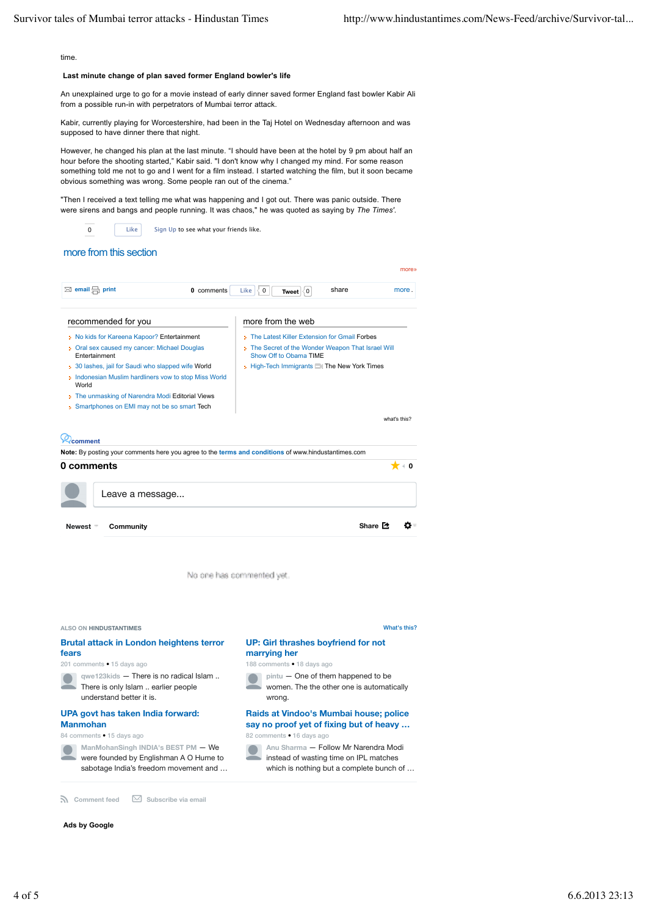time.

**Last minute change of plan saved former England bowler's life**

An unexplained urge to go for a movie instead of early dinner saved former England fast bowler Kabir Ali from a possible run-in with perpetrators of Mumbai terror attack.

Kabir, currently playing for Worcestershire, had been in the Taj Hotel on Wednesday afternoon and was supposed to have dinner there that night.

However, he changed his plan at the last minute. "I should have been at the hotel by 9 pm about half an hour before the shooting started," Kabir said. "I don't know why I changed my mind. For some reason something told me not to go and I went for a film instead. I started watching the film, but it soon became obvious something was wrong. Some people ran out of the cinema."

"Then I received a text telling me what was happening and I got out. There was panic outside. There were sirens and bangs and people running. It was chaos," he was quoted as saying by *The Times'*.

0 Like Sign Up to see what your friends like.

## more from this section

more»

email print 0 comments Like 0 Tweet 0 share more.

### recommended for you

- No kids for Kareena Kapoor? Entertainment
- Oral sex caused my cancer: Michael Douglas Entertainment
- 30 lashes, jail for Saudi who slapped wife World
- Indonesian Muslim hardliners vow to stop Miss World World
- The unmasking of Narendra Modi Editorial Views
- Smartphones on EMI may not be so smart Tech

### more from the web

- The Latest Killer Extension for Gmail Forbes
- The Secret of the Wonder Weapon That Israel Will Show Off to Obama TIME
- High-Tech Immigrants The New York Times

what's this?

comment

**Note:** By posting your comments here you agree to the terms and conditions of www.hindustantimes.com

**0 comments** 0

Leave a message...

Newest Community Share

No one has commented yet.

ALSO ON HINDUSTANTIMES What's this?

**Brutal attack in London heightens terror fears**
201 comments • 15 days ago
qwe123kids — There is no radical Islam .. There is only Islam .. earlier people understand better it is.

**UP: Girl thrashes boyfriend for not marrying her**
188 comments • 18 days ago
pintu — One of them happened to be women. The the other one is automatically wrong.

**UPA govt has taken India forward: Manmohan**
84 comments • 15 days ago
ManMohanSingh INDIA's BEST PM — We were founded by Englishman A O Hume to sabotage India's freedom movement and …

**Raids at Vindoo's Mumbai house; police say no proof yet of fixing but of heavy …**
82 comments • 16 days ago
Anu Sharma — Follow Mr Narendra Modi instead of wasting time on IPL matches which is nothing but a complete bunch of …

Comment feed Subscribe via email

**Ads by Google**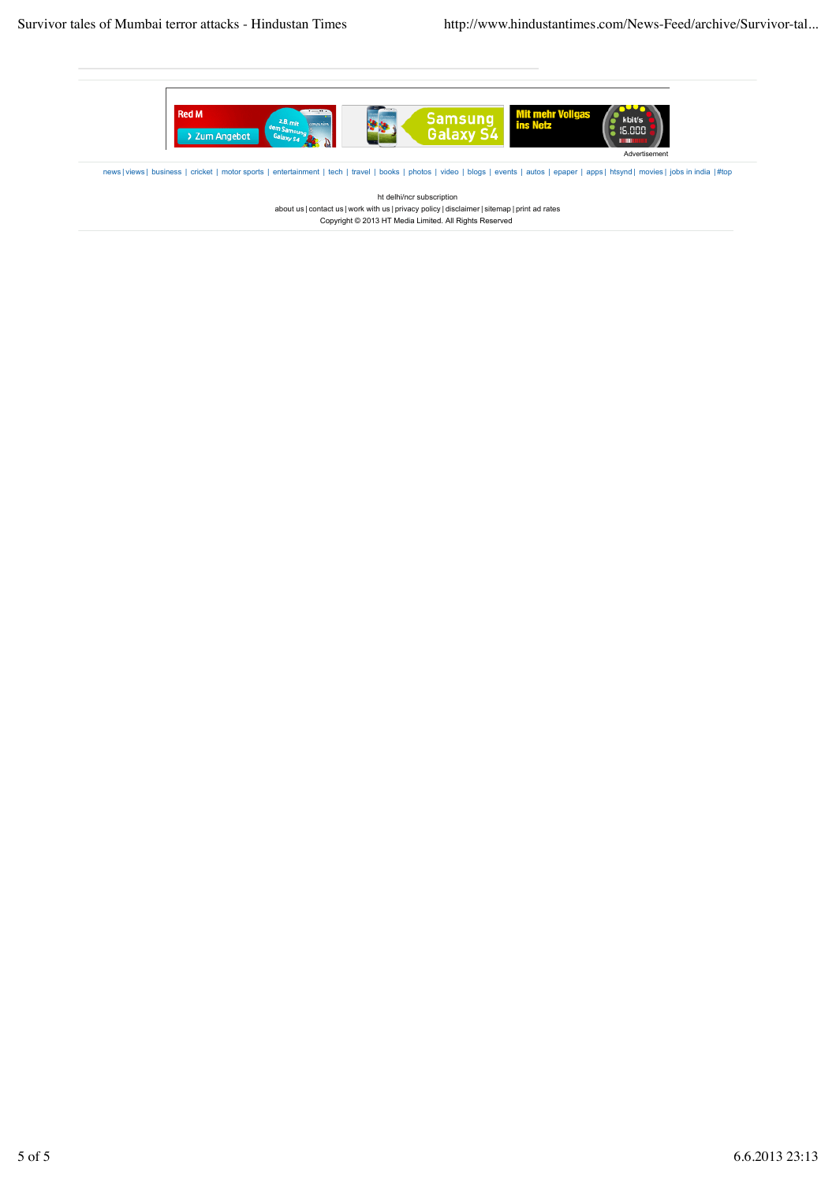Red M

› Zum Angebot

z.B. mit dem Samsung Galaxy S4

Samsung Galaxy S4

Mit mehr Vollgas ins Netz

kbit/s 16.000

Advertisement

news | views | business | cricket | motor sports | entertainment | tech | travel | books | photos | video | blogs | events | autos | epaper | apps | htsynd | movies | jobs in india | #top

ht delhi/ncr subscription

about us | contact us | work with us | privacy policy | disclaimer | sitemap | print ad rates

Copyright © 2013 HT Media Limited. All Rights Reserved